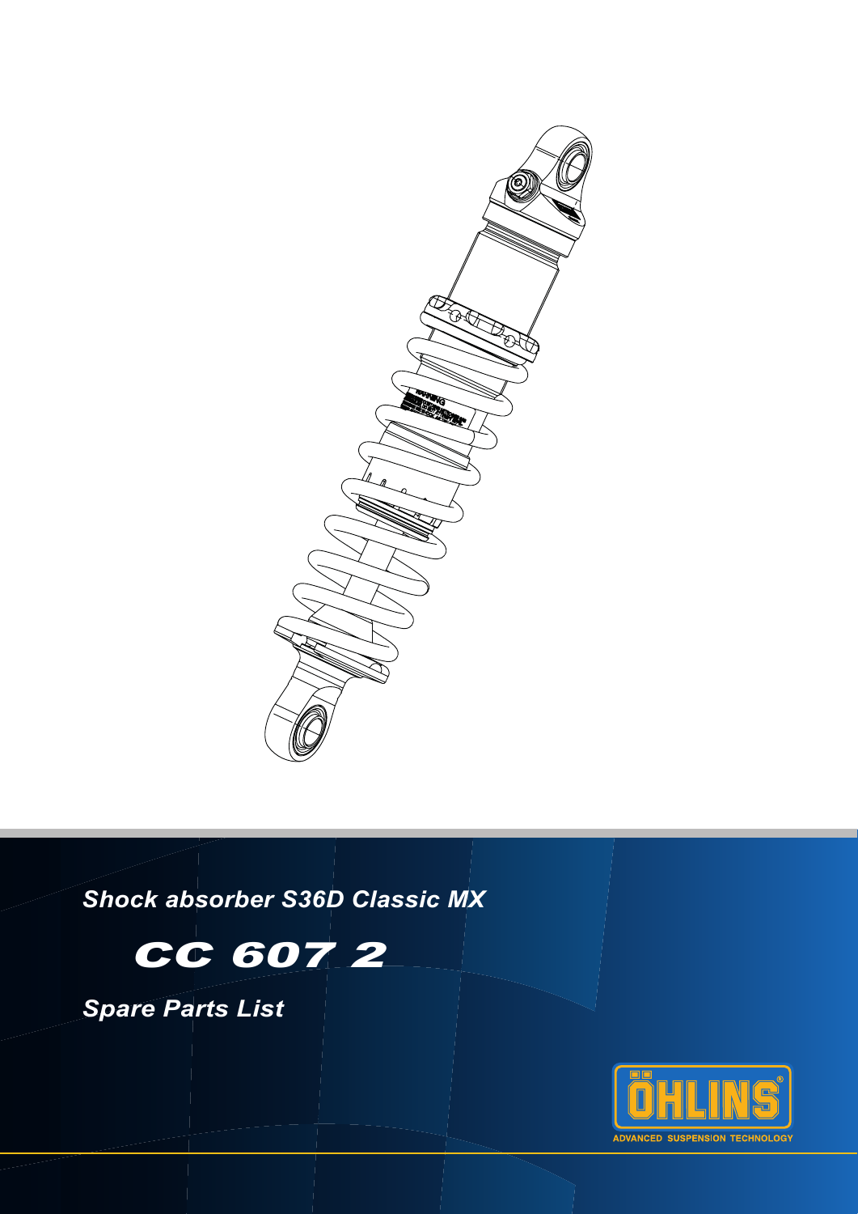# Shock absorber S36D Classic MX

# CC 607 2

## Spare Parts List

ÖHLINS

ADVANCED SUSPENSION TECHNOLOGY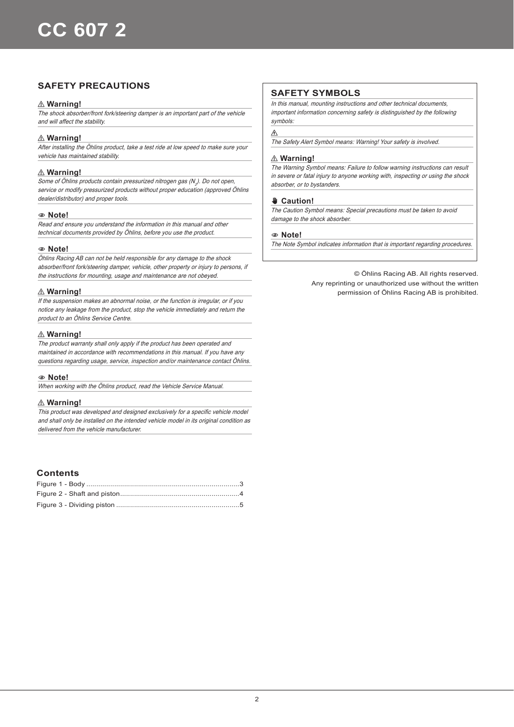// CC 607 2

## SAFETY PRECAUTIONS

### ⚠ Warning!

*The shock absorber/front fork/steering damper is an important part of the vehicle and will affect the stability.*

### ⚠ Warning!

*After installing the Öhlins product, take a test ride at low speed to make sure your vehicle has maintained stability.*

### ⚠ Warning!

*Some of Öhlins products contain pressurized nitrogen gas ($N_2$). Do not open, service or modify pressurized products without proper education (approved Öhlins dealer/distributor) and proper tools.*

### Note!

*Read and ensure you understand the information in this manual and other technical documents provided by Öhlins, before you use the product.*

### Note!

*Öhlins Racing AB can not be held responsible for any damage to the shock absorber/front fork/steering damper, vehicle, other property or injury to persons, if the instructions for mounting, usage and maintenance are not obeyed.*

### ⚠ Warning!

*If the suspension makes an abnormal noise, or the function is irregular, or if you notice any leakage from the product, stop the vehicle immediately and return the product to an Öhlins Service Centre.*

### ⚠ Warning!

*The product warranty shall only apply if the product has been operated and maintained in accordance with recommendations in this manual. If you have any questions regarding usage, service, inspection and/or maintenance contact Öhlins.*

### Note!

*When working with the Öhlins product, read the Vehicle Service Manual.*

### ⚠ Warning!

*This product was developed and designed exclusively for a specific vehicle model and shall only be installed on the intended vehicle model in its original condition as delivered from the vehicle manufacturer.*

## SAFETY SYMBOLS

*In this manual, mounting instructions and other technical documents, important information concerning safety is distinguished by the following symbols:*

⚠

*The Safety Alert Symbol means: Warning! Your safety is involved.*

### ⚠ Warning!

*The Warning Symbol means: Failure to follow warning instructions can result in severe or fatal injury to anyone working with, inspecting or using the shock absorber, or to bystanders.*

### Caution!

*The Caution Symbol means: Special precautions must be taken to avoid damage to the shock absorber.*

### Note!

*The Note Symbol indicates information that is important regarding procedures.*

© Öhlins Racing AB. All rights reserved.
Any reprinting or unauthorized use without the written permission of Öhlins Racing AB is prohibited.

## Contents

Figure 1 - Body ....................................................................3
Figure 2 - Shaft and piston....................................................4
Figure 3 - Dividing piston .....................................................5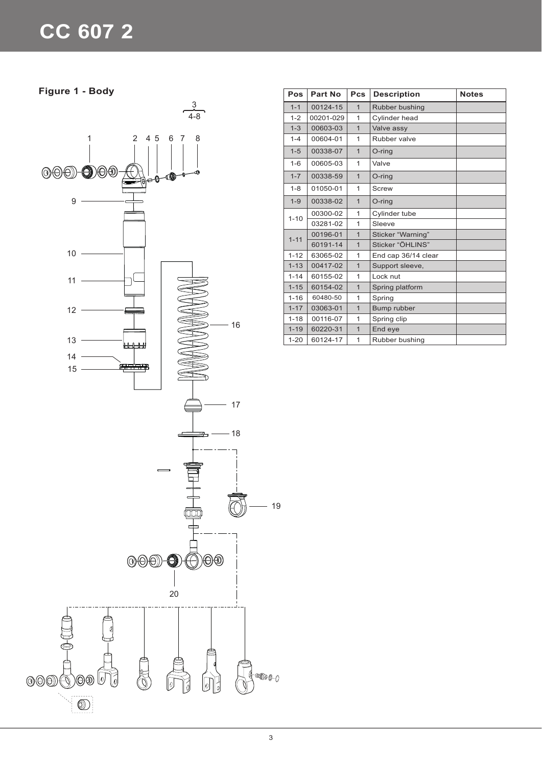# CC 607 2

**Figure 1 - Body**

| Pos | Part No | Pcs | Description | Notes |
|---|---|---|---|---|
| 1-1 | 00124-15 | 1 | Rubber bushing | |
| 1-2 | 00201-029 | 1 | Cylinder head | |
| 1-3 | 00603-03 | 1 | Valve assy | |
| 1-4 | 00604-01 | 1 | Rubber valve | |
| 1-5 | 00338-07 | 1 | O-ring | |
| 1-6 | 00605-03 | 1 | Valve | |
| 1-7 | 00338-59 | 1 | O-ring | |
| 1-8 | 01050-01 | 1 | Screw | |
| 1-9 | 00338-02 | 1 | O-ring | |
| 1-10 | 00300-02 | 1 | Cylinder tube | |
| | 03281-02 | 1 | Sleeve | |
| 1-11 | 00196-01 | 1 | Sticker "Warning" | |
| | 60191-14 | 1 | Sticker "ÖHLINS" | |
| 1-12 | 63065-02 | 1 | End cap 36/14 clear | |
| 1-13 | 00417-02 | 1 | Support sleeve, | |
| 1-14 | 60155-02 | 1 | Lock nut | |
| 1-15 | 60154-02 | 1 | Spring platform | |
| 1-16 | 60480-50 | 1 | Spring | |
| 1-17 | 03063-01 | 1 | Bump rubber | |
| 1-18 | 00116-07 | 1 | Spring clip | |
| 1-19 | 60220-31 | 1 | End eye | |
| 1-20 | 60124-17 | 1 | Rubber bushing | |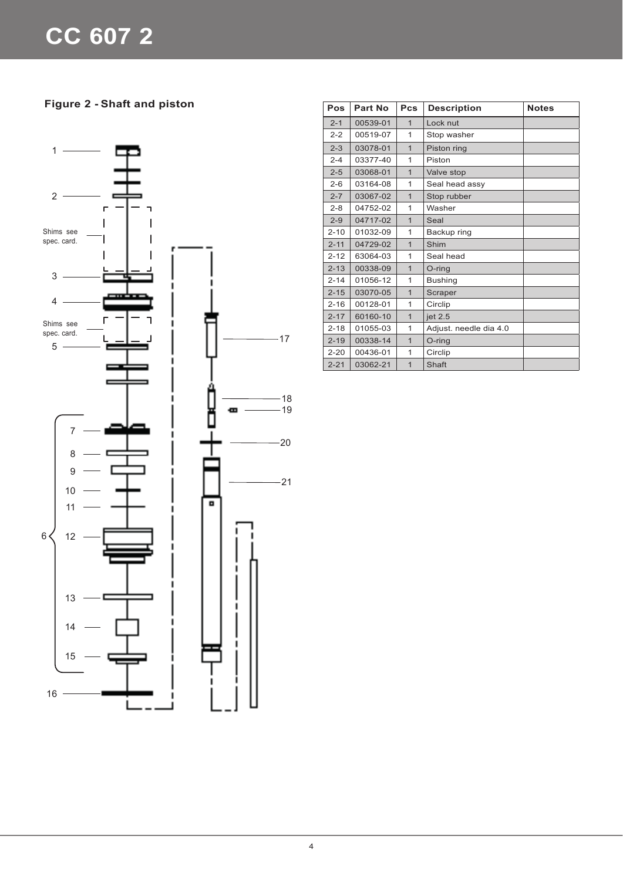# CC 607 2

## Figure 2 - Shaft and piston

| Pos | Part No | Pcs | Description | Notes |
|---|---|---|---|---|
| 2-1 | 00539-01 | 1 | Lock nut | |
| 2-2 | 00519-07 | 1 | Stop washer | |
| 2-3 | 03078-01 | 1 | Piston ring | |
| 2-4 | 03377-40 | 1 | Piston | |
| 2-5 | 03068-01 | 1 | Valve stop | |
| 2-6 | 03164-08 | 1 | Seal head assy | |
| 2-7 | 03067-02 | 1 | Stop rubber | |
| 2-8 | 04752-02 | 1 | Washer | |
| 2-9 | 04717-02 | 1 | Seal | |
| 2-10 | 01032-09 | 1 | Backup ring | |
| 2-11 | 04729-02 | 1 | Shim | |
| 2-12 | 63064-03 | 1 | Seal head | |
| 2-13 | 00338-09 | 1 | O-ring | |
| 2-14 | 01056-12 | 1 | Bushing | |
| 2-15 | 03070-05 | 1 | Scraper | |
| 2-16 | 00128-01 | 1 | Circlip | |
| 2-17 | 60160-10 | 1 | jet 2.5 | |
| 2-18 | 01055-03 | 1 | Adjust. needle dia 4.0 | |
| 2-19 | 00338-14 | 1 | O-ring | |
| 2-20 | 00436-01 | 1 | Circlip | |
| 2-21 | 03062-21 | 1 | Shaft | |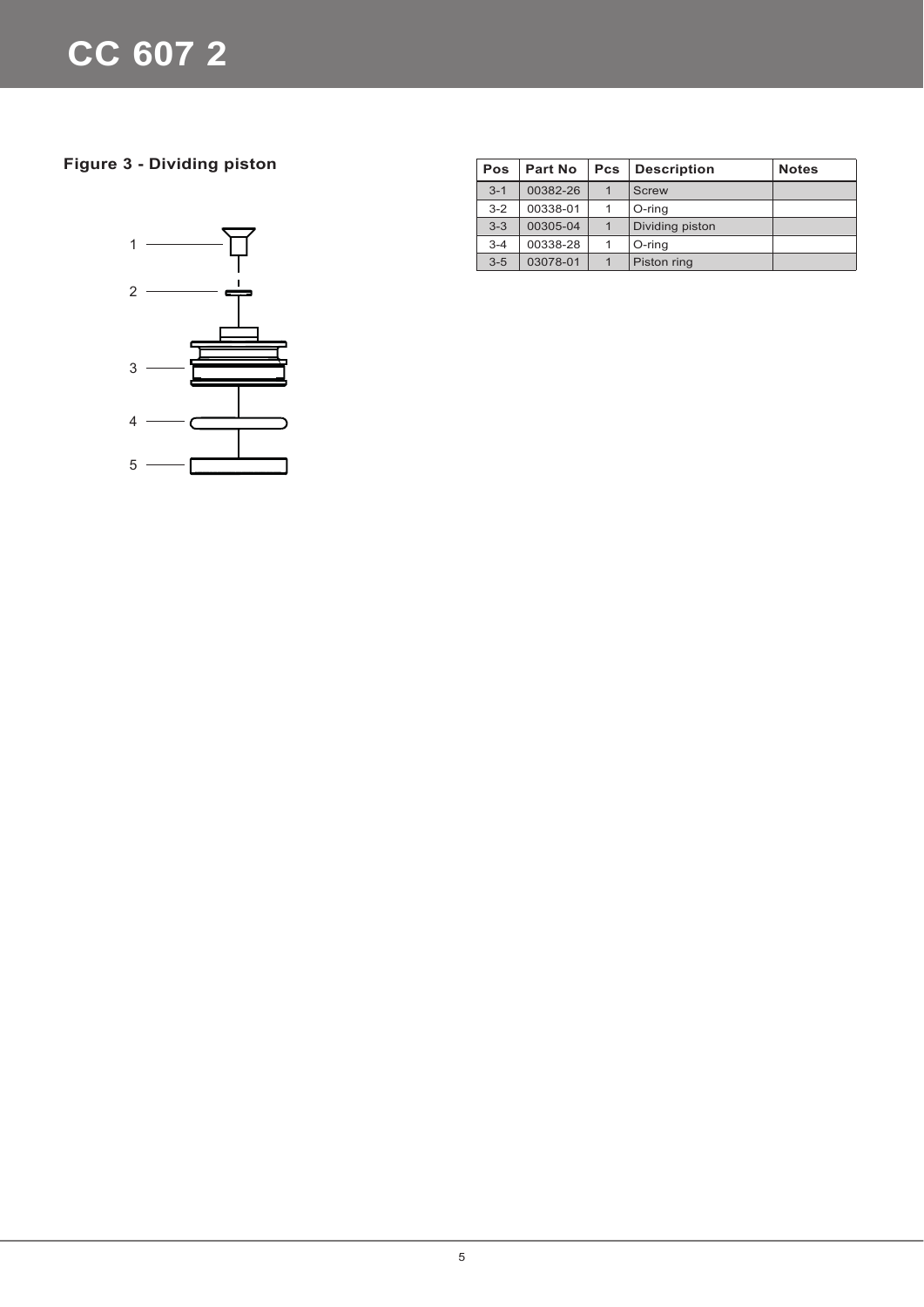# CC 607 2

## Figure 3 - Dividing piston

| Pos | Part No | Pcs | Description | Notes |
|---|---|---|---|---|
| 3-1 | 00382-26 | 1 | Screw | |
| 3-2 | 00338-01 | 1 | O-ring | |
| 3-3 | 00305-04 | 1 | Dividing piston | |
| 3-4 | 00338-28 | 1 | O-ring | |
| 3-5 | 03078-01 | 1 | Piston ring | |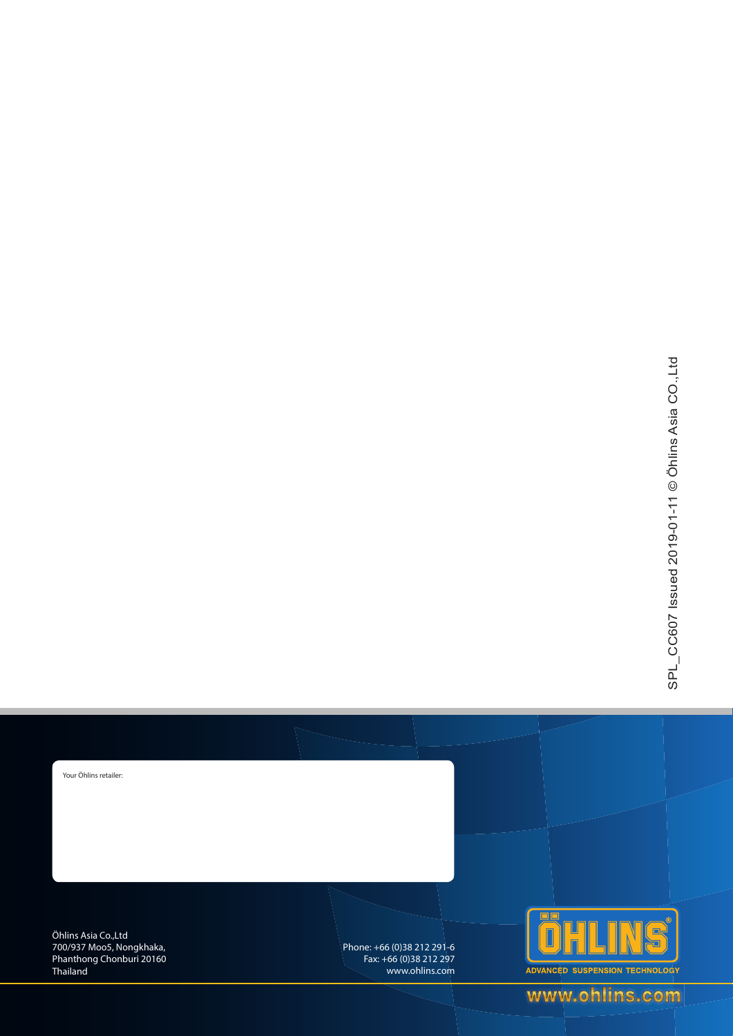SPL_CC607 Issued 2019-01-11 © Öhlins Asia CO.,Ltd

Your Öhlins retailer:

Öhlins Asia Co.,Ltd
700/937 Moo5, Nongkhaka,
Phanthong Chonburi 20160
Thailand

Phone: +66 (0)38 212 291-6
Fax: +66 (0)38 212 297
www.ohlins.com

ÖHLINS
ADVANCED SUSPENSION TECHNOLOGY

www.ohlins.com